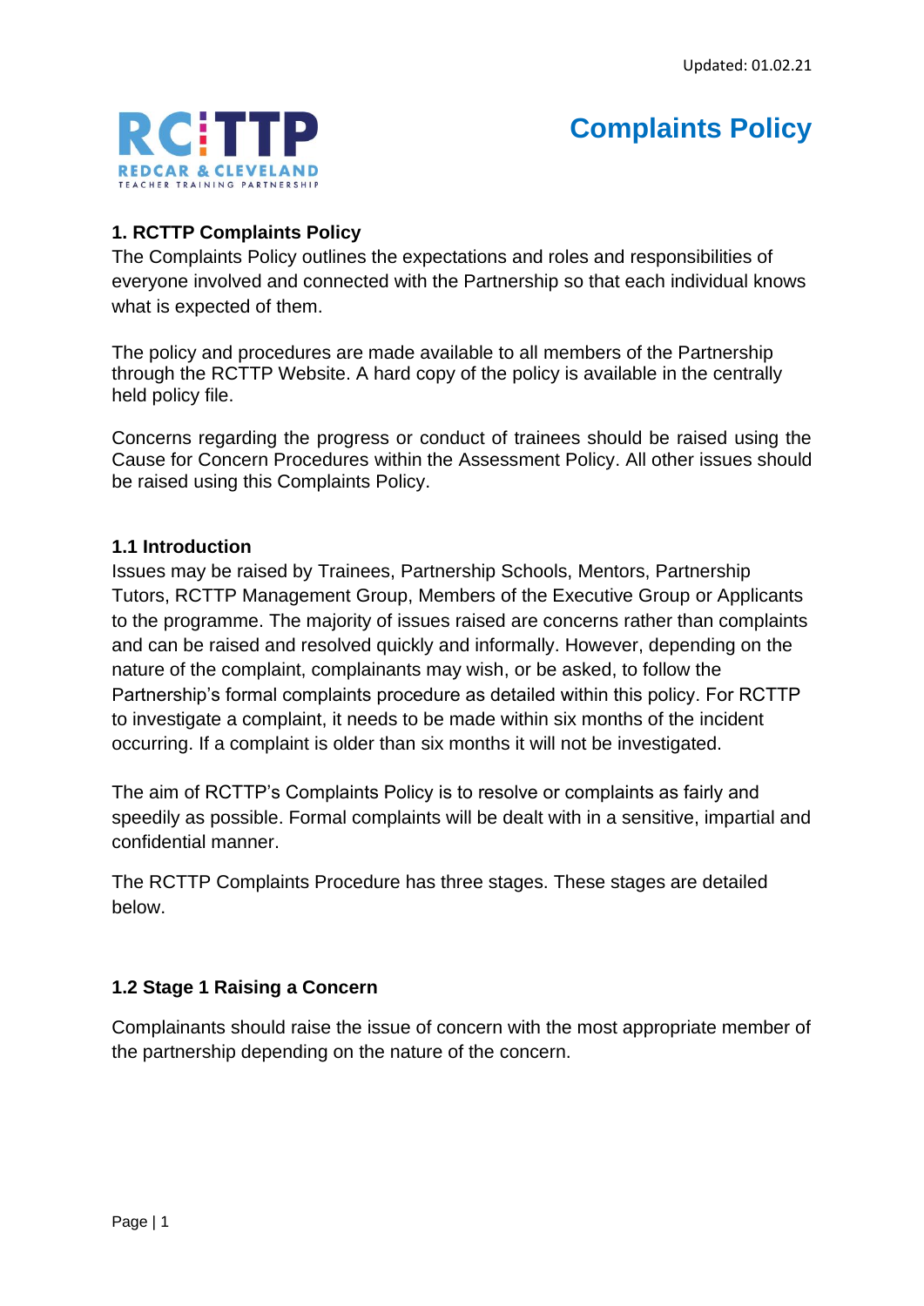Updated: 01.02.21

RC TTP
REDCAR & CLEVELAND
TEACHER TRAINING PARTNERSHIP

# Complaints Policy

## 1. RCTTP Complaints Policy

The Complaints Policy outlines the expectations and roles and responsibilities of everyone involved and connected with the Partnership so that each individual knows what is expected of them.

The policy and procedures are made available to all members of the Partnership through the RCTTP Website. A hard copy of the policy is available in the centrally held policy file.

Concerns regarding the progress or conduct of trainees should be raised using the Cause for Concern Procedures within the Assessment Policy. All other issues should be raised using this Complaints Policy.

### 1.1 Introduction

Issues may be raised by Trainees, Partnership Schools, Mentors, Partnership Tutors, RCTTP Management Group, Members of the Executive Group or Applicants to the programme. The majority of issues raised are concerns rather than complaints and can be raised and resolved quickly and informally. However, depending on the nature of the complaint, complainants may wish, or be asked, to follow the Partnership's formal complaints procedure as detailed within this policy. For RCTTP to investigate a complaint, it needs to be made within six months of the incident occurring. If a complaint is older than six months it will not be investigated.

The aim of RCTTP's Complaints Policy is to resolve or complaints as fairly and speedily as possible. Formal complaints will be dealt with in a sensitive, impartial and confidential manner.

The RCTTP Complaints Procedure has three stages. These stages are detailed below.

### 1.2 Stage 1 Raising a Concern

Complainants should raise the issue of concern with the most appropriate member of the partnership depending on the nature of the concern.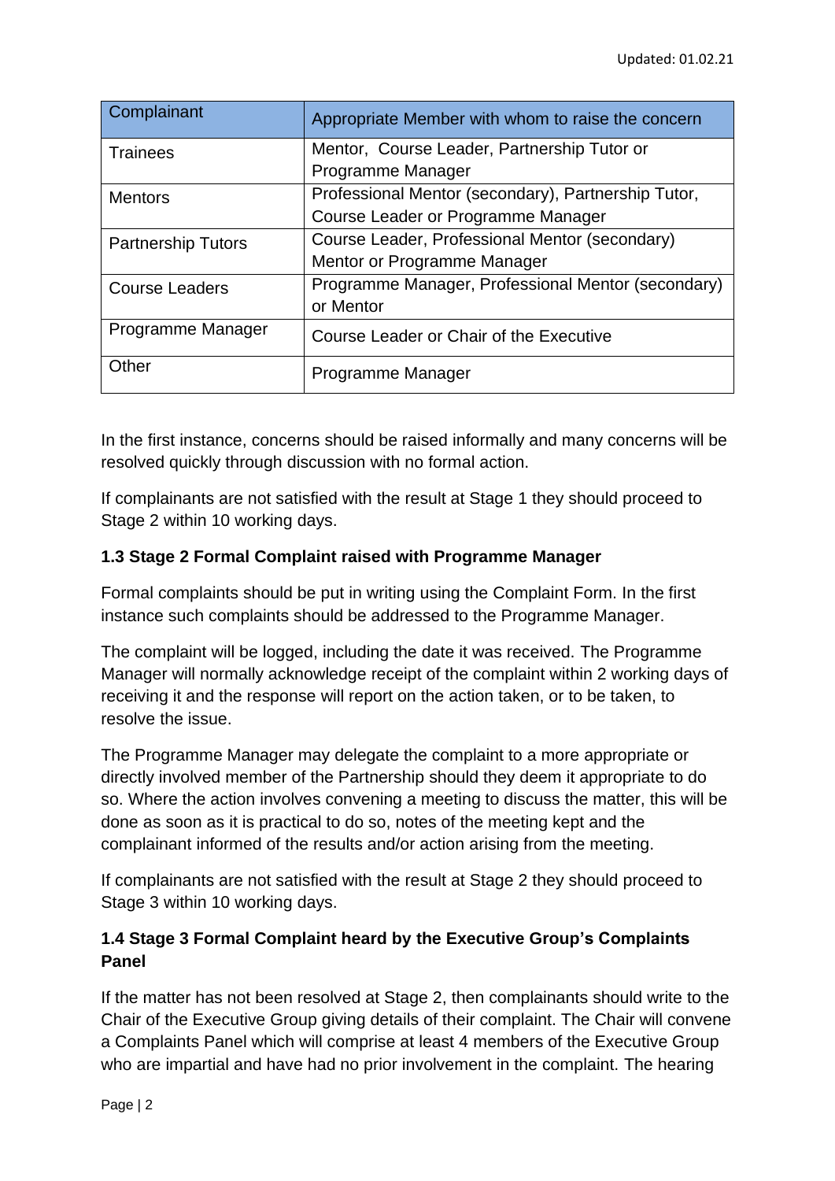| Complainant | Appropriate Member with whom to raise the concern |
| --- | --- |
| Trainees | Mentor, Course Leader, Partnership Tutor or Programme Manager |
| Mentors | Professional Mentor (secondary), Partnership Tutor, Course Leader or Programme Manager |
| Partnership Tutors | Course Leader, Professional Mentor (secondary) Mentor or Programme Manager |
| Course Leaders | Programme Manager, Professional Mentor (secondary) or Mentor |
| Programme Manager | Course Leader or Chair of the Executive |
| Other | Programme Manager |

In the first instance, concerns should be raised informally and many concerns will be resolved quickly through discussion with no formal action.

If complainants are not satisfied with the result at Stage 1 they should proceed to Stage 2 within 10 working days.

### 1.3 Stage 2 Formal Complaint raised with Programme Manager

Formal complaints should be put in writing using the Complaint Form. In the first instance such complaints should be addressed to the Programme Manager.

The complaint will be logged, including the date it was received. The Programme Manager will normally acknowledge receipt of the complaint within 2 working days of receiving it and the response will report on the action taken, or to be taken, to resolve the issue.

The Programme Manager may delegate the complaint to a more appropriate or directly involved member of the Partnership should they deem it appropriate to do so. Where the action involves convening a meeting to discuss the matter, this will be done as soon as it is practical to do so, notes of the meeting kept and the complainant informed of the results and/or action arising from the meeting.

If complainants are not satisfied with the result at Stage 2 they should proceed to Stage 3 within 10 working days.

### 1.4 Stage 3 Formal Complaint heard by the Executive Group's Complaints Panel

If the matter has not been resolved at Stage 2, then complainants should write to the Chair of the Executive Group giving details of their complaint. The Chair will convene a Complaints Panel which will comprise at least 4 members of the Executive Group who are impartial and have had no prior involvement in the complaint. The hearing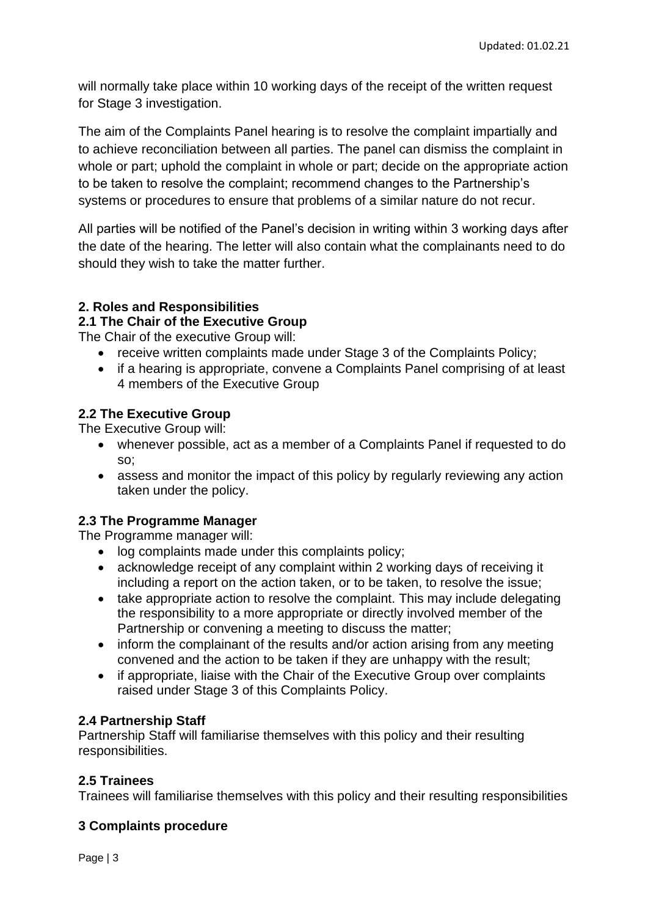will normally take place within 10 working days of the receipt of the written request for Stage 3 investigation.

The aim of the Complaints Panel hearing is to resolve the complaint impartially and to achieve reconciliation between all parties. The panel can dismiss the complaint in whole or part; uphold the complaint in whole or part; decide on the appropriate action to be taken to resolve the complaint; recommend changes to the Partnership's systems or procedures to ensure that problems of a similar nature do not recur.

All parties will be notified of the Panel's decision in writing within 3 working days after the date of the hearing. The letter will also contain what the complainants need to do should they wish to take the matter further.

## 2. Roles and Responsibilities

### 2.1 The Chair of the Executive Group

The Chair of the executive Group will:

- receive written complaints made under Stage 3 of the Complaints Policy;
- if a hearing is appropriate, convene a Complaints Panel comprising of at least 4 members of the Executive Group

### 2.2 The Executive Group

The Executive Group will:

- whenever possible, act as a member of a Complaints Panel if requested to do so;
- assess and monitor the impact of this policy by regularly reviewing any action taken under the policy.

### 2.3 The Programme Manager

The Programme manager will:

- log complaints made under this complaints policy;
- acknowledge receipt of any complaint within 2 working days of receiving it including a report on the action taken, or to be taken, to resolve the issue;
- take appropriate action to resolve the complaint. This may include delegating the responsibility to a more appropriate or directly involved member of the Partnership or convening a meeting to discuss the matter;
- inform the complainant of the results and/or action arising from any meeting convened and the action to be taken if they are unhappy with the result;
- if appropriate, liaise with the Chair of the Executive Group over complaints raised under Stage 3 of this Complaints Policy.

### 2.4 Partnership Staff

Partnership Staff will familiarise themselves with this policy and their resulting responsibilities.

### 2.5 Trainees

Trainees will familiarise themselves with this policy and their resulting responsibilities

## 3 Complaints procedure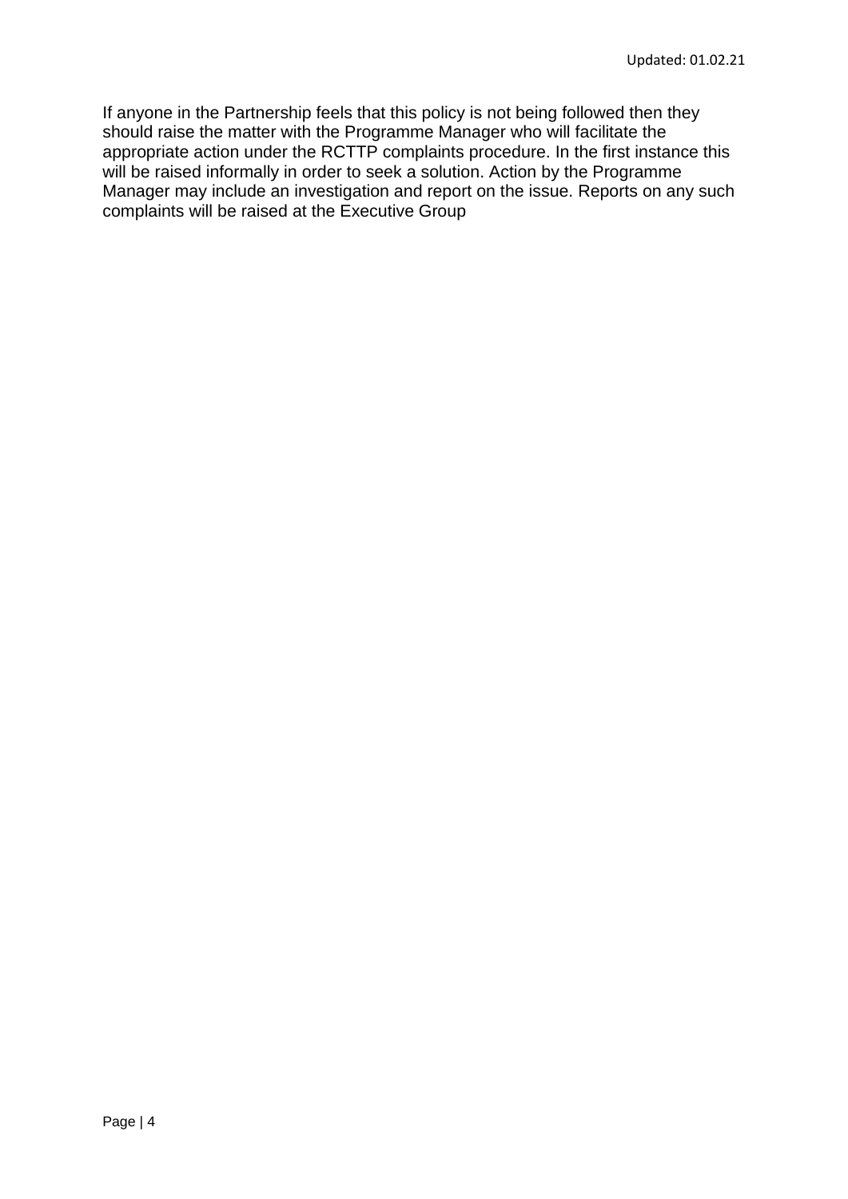If anyone in the Partnership feels that this policy is not being followed then they should raise the matter with the Programme Manager who will facilitate the appropriate action under the RCTTP complaints procedure. In the first instance this will be raised informally in order to seek a solution. Action by the Programme Manager may include an investigation and report on the issue. Reports on any such complaints will be raised at the Executive Group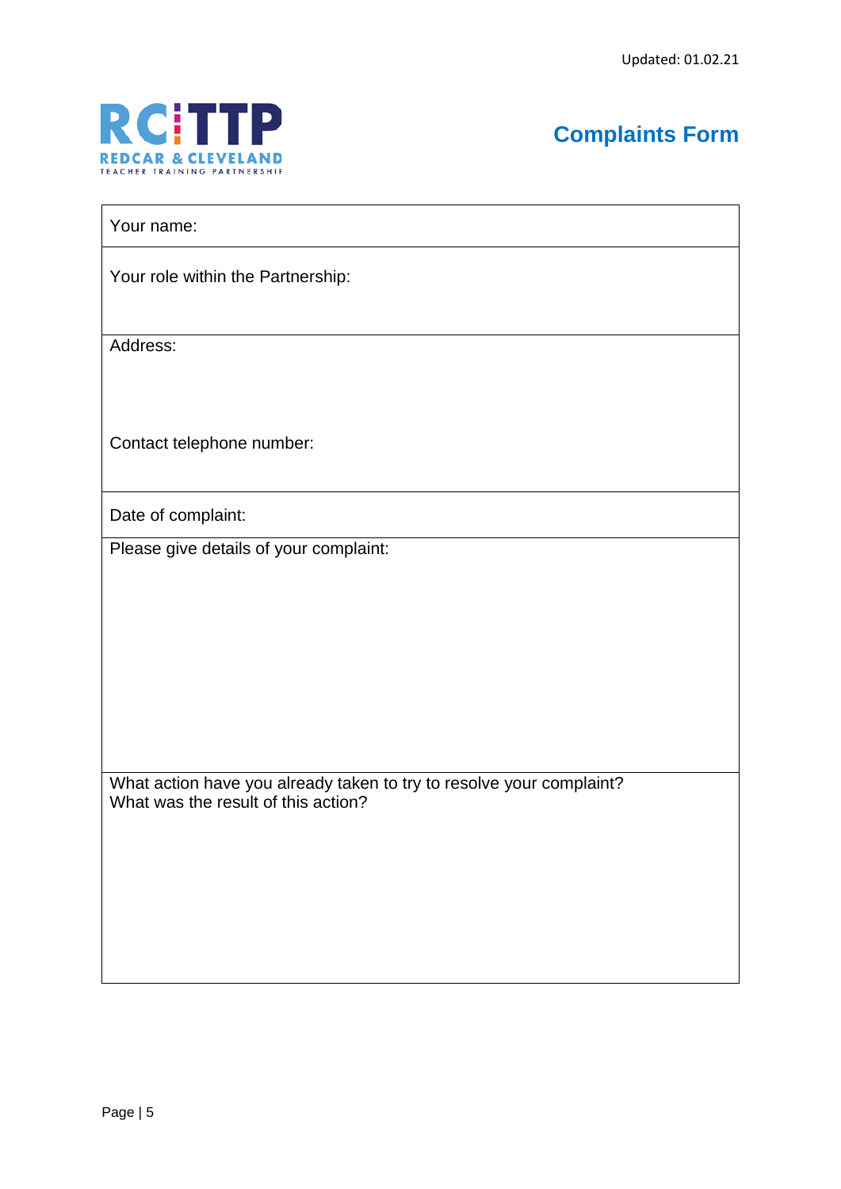# Complaints Form

| Your name: |
|---|
| Your role within the Partnership: |
| Address:<br><br><br>Contact telephone number: |
| Date of complaint: |
| Please give details of your complaint: |
| What action have you already taken to try to resolve your complaint?<br>What was the result of this action? |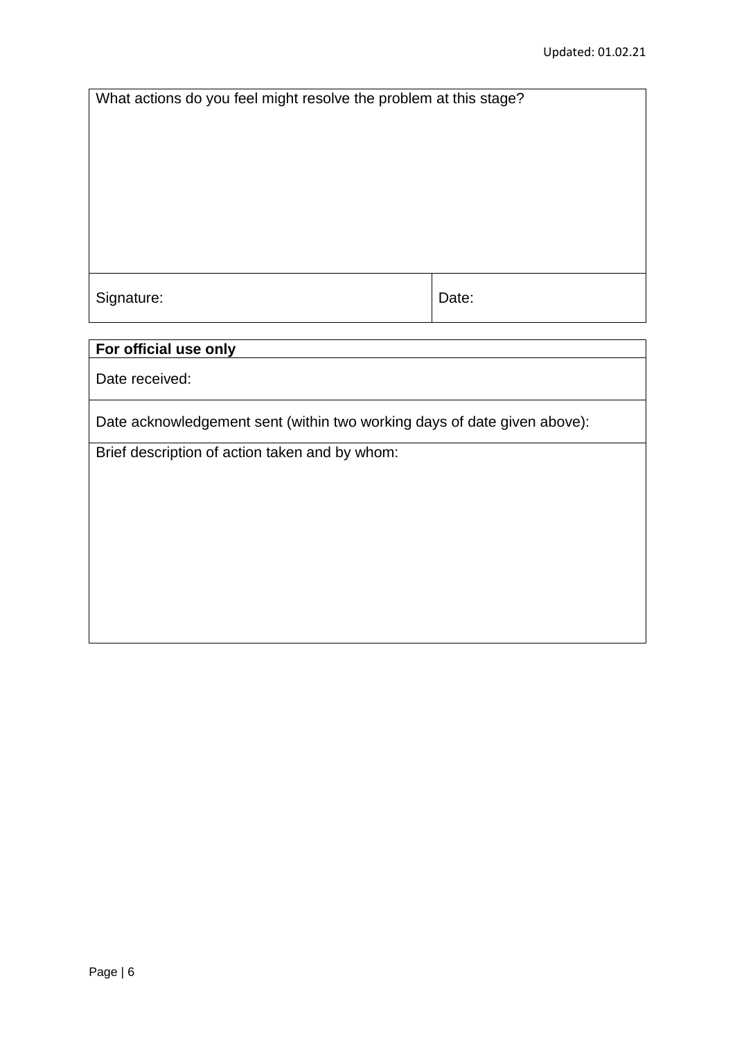| | |
|---|---|
| What actions do you feel might resolve the problem at this stage? | |
| Signature: | Date: |

| **For official use only** |
|---|
| Date received: |
| Date acknowledgement sent (within two working days of date given above): |
| Brief description of action taken and by whom: |